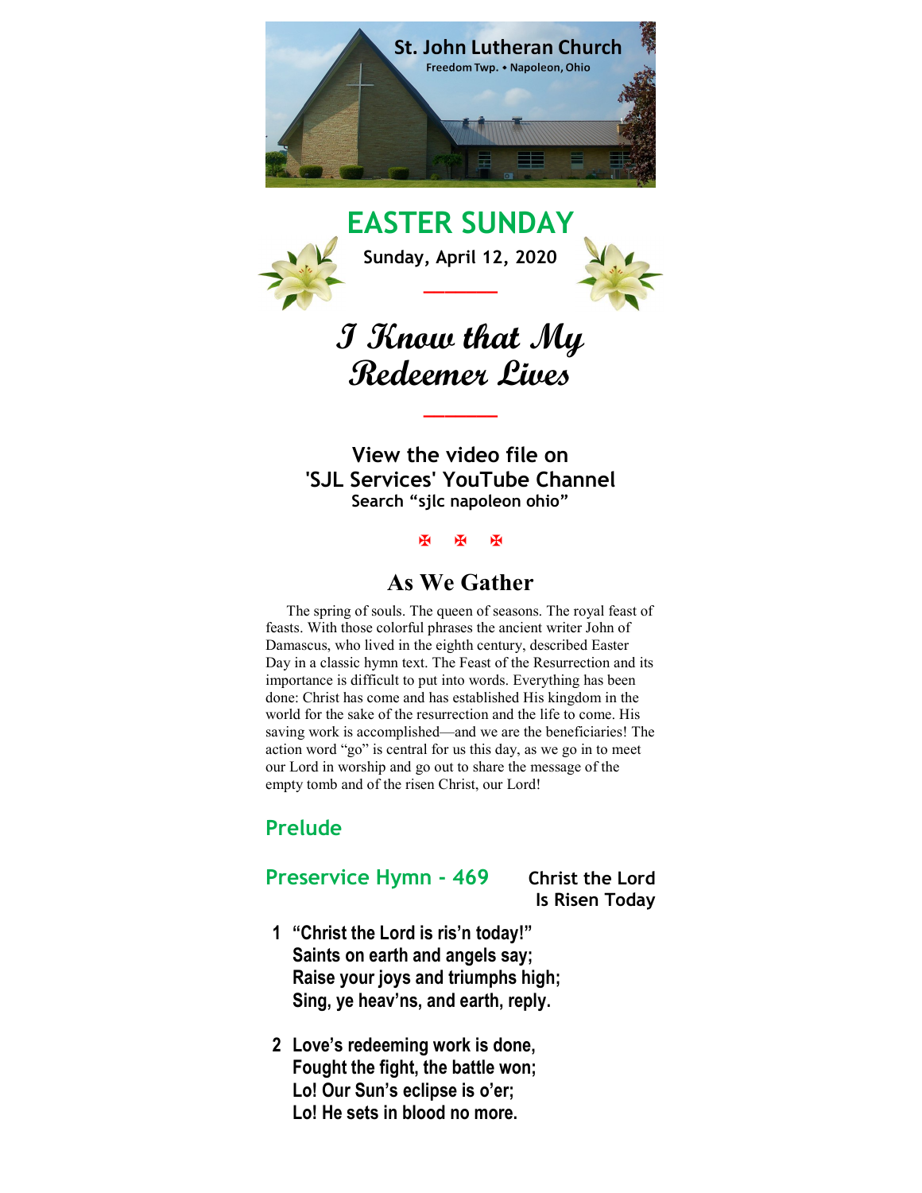St. John Lutheran Church

Freedom Twp. • Napoleon, Ohio

# EASTER SUNDAY

**Sunday, April 12, 2020**

## *I Know that My Redeemer Lives*

**View the video file on 'SJL Services' YouTube Channel**

**Search "sjlc napoleon ohio"**

✠ ✠ ✠

## As We Gather

The spring of souls. The queen of seasons. The royal feast of feasts. With those colorful phrases the ancient writer John of Damascus, who lived in the eighth century, described Easter Day in a classic hymn text. The Feast of the Resurrection and its importance is difficult to put into words. Everything has been done: Christ has come and has established His kingdom in the world for the sake of the resurrection and the life to come. His saving work is accomplished—and we are the beneficiaries! The action word "go" is central for us this day, as we go in to meet our Lord in worship and go out to share the message of the empty tomb and of the risen Christ, our Lord!

### Prelude

### Preservice Hymn - 469 — Christ the Lord Is Risen Today

**1 "Christ the Lord is ris'n today!"**
**Saints on earth and angels say;**
**Raise your joys and triumphs high;**
**Sing, ye heav'ns, and earth, reply.**

**2 Love's redeeming work is done,**
**Fought the fight, the battle won;**
**Lo! Our Sun's eclipse is o'er;**
**Lo! He sets in blood no more.**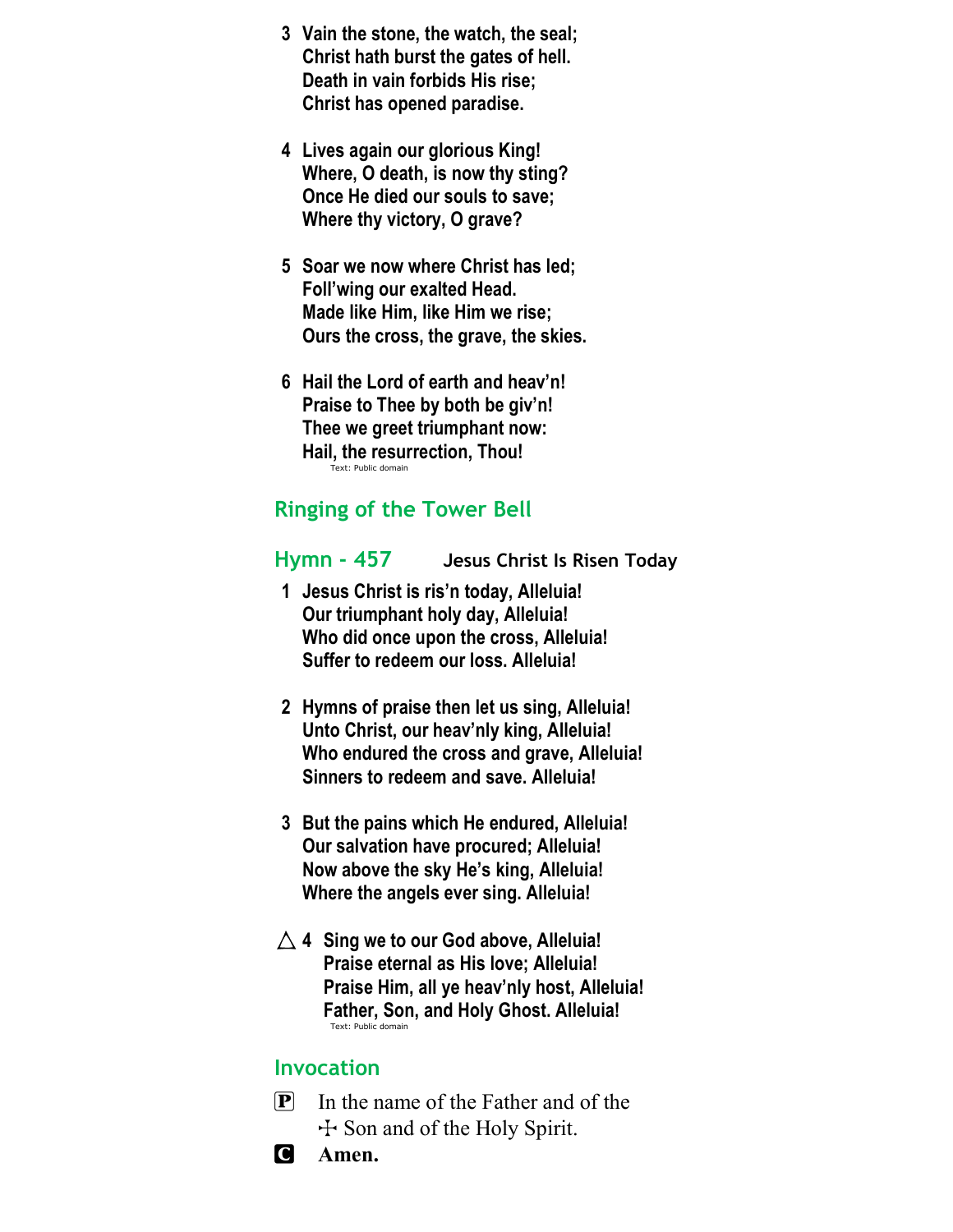**3 Vain the stone, the watch, the seal;
Christ hath burst the gates of hell.
Death in vain forbids His rise;
Christ has opened paradise.**

**4 Lives again our glorious King!
Where, O death, is now thy sting?
Once He died our souls to save;
Where thy victory, O grave?**

**5 Soar we now where Christ has led;
Foll'wing our exalted Head.
Made like Him, like Him we rise;
Ours the cross, the grave, the skies.**

**6 Hail the Lord of earth and heav'n!
Praise to Thee by both be giv'n!
Thee we greet triumphant now:
Hail, the resurrection, Thou!**

Text: Public domain

## Ringing of the Tower Bell

## Hymn - 457 Jesus Christ Is Risen Today

**1 Jesus Christ is ris'n today, Alleluia!
Our triumphant holy day, Alleluia!
Who did once upon the cross, Alleluia!
Suffer to redeem our loss. Alleluia!**

**2 Hymns of praise then let us sing, Alleluia!
Unto Christ, our heav'nly king, Alleluia!
Who endured the cross and grave, Alleluia!
Sinners to redeem and save. Alleluia!**

**3 But the pains which He endured, Alleluia!
Our salvation have procured; Alleluia!
Now above the sky He's king, Alleluia!
Where the angels ever sing. Alleluia!**

**△ 4 Sing we to our God above, Alleluia!
Praise eternal as His love; Alleluia!
Praise Him, all ye heav'nly host, Alleluia!
Father, Son, and Holy Ghost. Alleluia!**

Text: Public domain

## Invocation

P In the name of the Father and of the ☩ Son and of the Holy Spirit.

C **Amen.**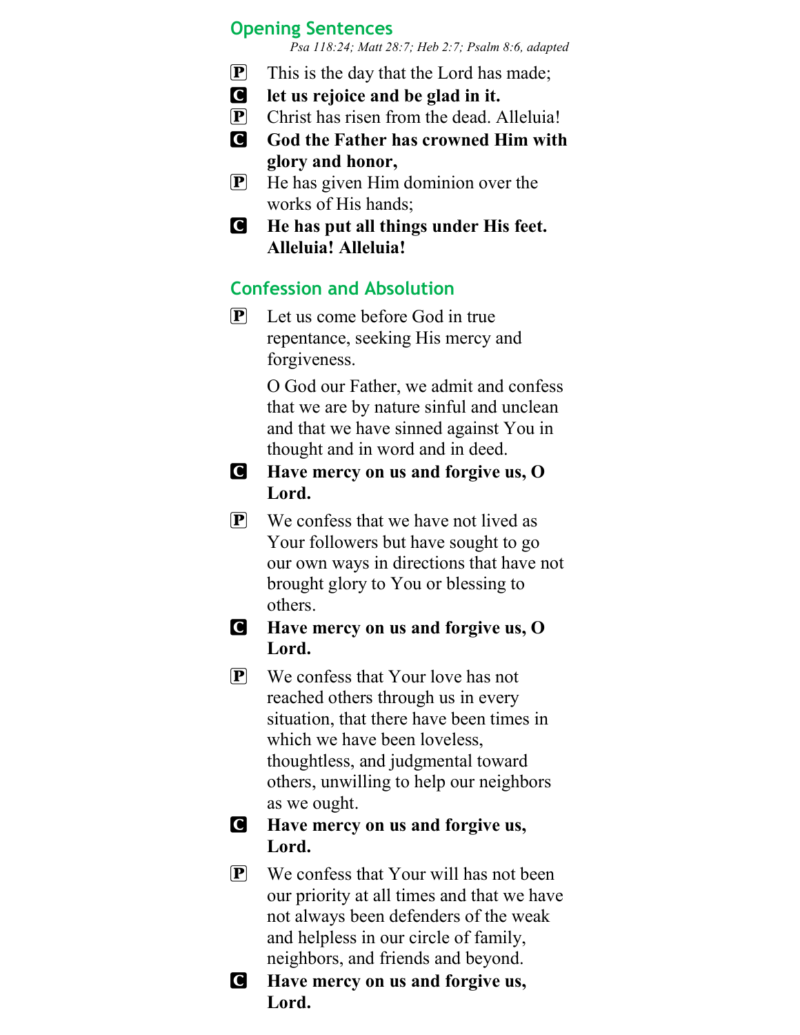## Opening Sentences

*Psa 118:24; Matt 28:7; Heb 2:7; Psalm 8:6, adapted*

P This is the day that the Lord has made;

C **let us rejoice and be glad in it.**

P Christ has risen from the dead. Alleluia!

C **God the Father has crowned Him with glory and honor,**

P He has given Him dominion over the works of His hands;

C **He has put all things under His feet. Alleluia! Alleluia!**

## Confession and Absolution

P Let us come before God in true repentance, seeking His mercy and forgiveness.

O God our Father, we admit and confess that we are by nature sinful and unclean and that we have sinned against You in thought and in word and in deed.

C **Have mercy on us and forgive us, O Lord.**

P We confess that we have not lived as Your followers but have sought to go our own ways in directions that have not brought glory to You or blessing to others.

C **Have mercy on us and forgive us, O Lord.**

P We confess that Your love has not reached others through us in every situation, that there have been times in which we have been loveless, thoughtless, and judgmental toward others, unwilling to help our neighbors as we ought.

C **Have mercy on us and forgive us, Lord.**

P We confess that Your will has not been our priority at all times and that we have not always been defenders of the weak and helpless in our circle of family, neighbors, and friends and beyond.

C **Have mercy on us and forgive us, Lord.**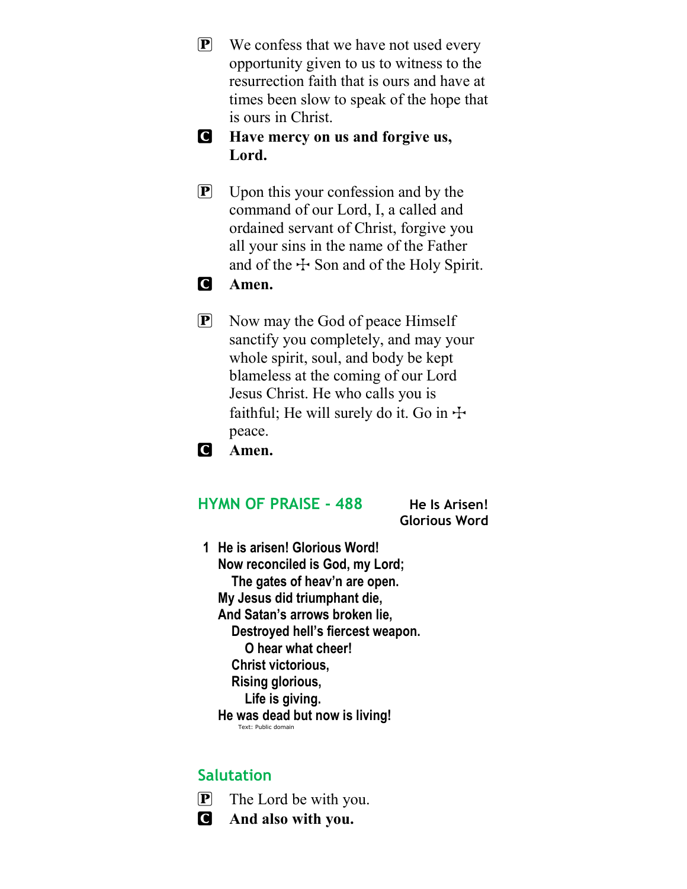P We confess that we have not used every opportunity given to us to witness to the resurrection faith that is ours and have at times been slow to speak of the hope that is ours in Christ.

C **Have mercy on us and forgive us, Lord.**

P Upon this your confession and by the command of our Lord, I, a called and ordained servant of Christ, forgive you all your sins in the name of the Father and of the ☩ Son and of the Holy Spirit.

C **Amen.**

P Now may the God of peace Himself sanctify you completely, and may your whole spirit, soul, and body be kept blameless at the coming of our Lord Jesus Christ. He who calls you is faithful; He will surely do it. Go in ☩ peace.

C **Amen.**

## HYMN OF PRAISE - 488 — He Is Arisen! Glorious Word

**1 He is arisen! Glorious Word!
Now reconciled is God, my Lord;
The gates of heav'n are open.
My Jesus did triumphant die,
And Satan's arrows broken lie,
Destroyed hell's fiercest weapon.
O hear what cheer!
Christ victorious,
Rising glorious,
Life is giving.
He was dead but now is living!**

Text: Public domain

## Salutation

P The Lord be with you.

C **And also with you.**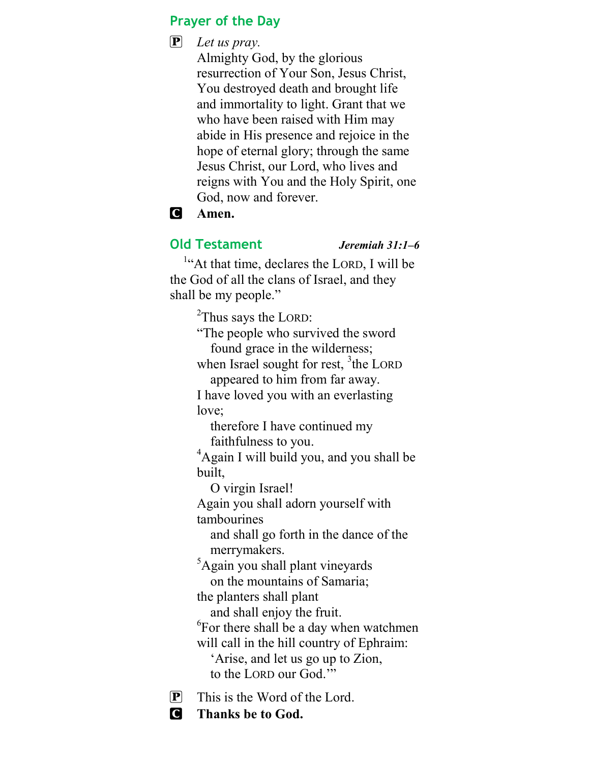## Prayer of the Day

**P** *Let us pray.*
Almighty God, by the glorious resurrection of Your Son, Jesus Christ, You destroyed death and brought life and immortality to light. Grant that we who have been raised with Him may abide in His presence and rejoice in the hope of eternal glory; through the same Jesus Christ, our Lord, who lives and reigns with You and the Holy Spirit, one God, now and forever.

**C** **Amen.**

## Old Testament — *Jeremiah 31:1–6*

[1]"At that time, declares the LORD, I will be the God of all the clans of Israel, and they shall be my people."

[2]Thus says the LORD:
"The people who survived the sword
found grace in the wilderness;
when Israel sought for rest, [3]the LORD
appeared to him from far away.
I have loved you with an everlasting love;
therefore I have continued my faithfulness to you.
[4]Again I will build you, and you shall be built,
O virgin Israel!
Again you shall adorn yourself with tambourines
and shall go forth in the dance of the merrymakers.
[5]Again you shall plant vineyards
on the mountains of Samaria;
the planters shall plant
and shall enjoy the fruit.
[6]For there shall be a day when watchmen will call in the hill country of Ephraim:
'Arise, and let us go up to Zion,
to the LORD our God.'"

**P** This is the Word of the Lord.

**C** **Thanks be to God.**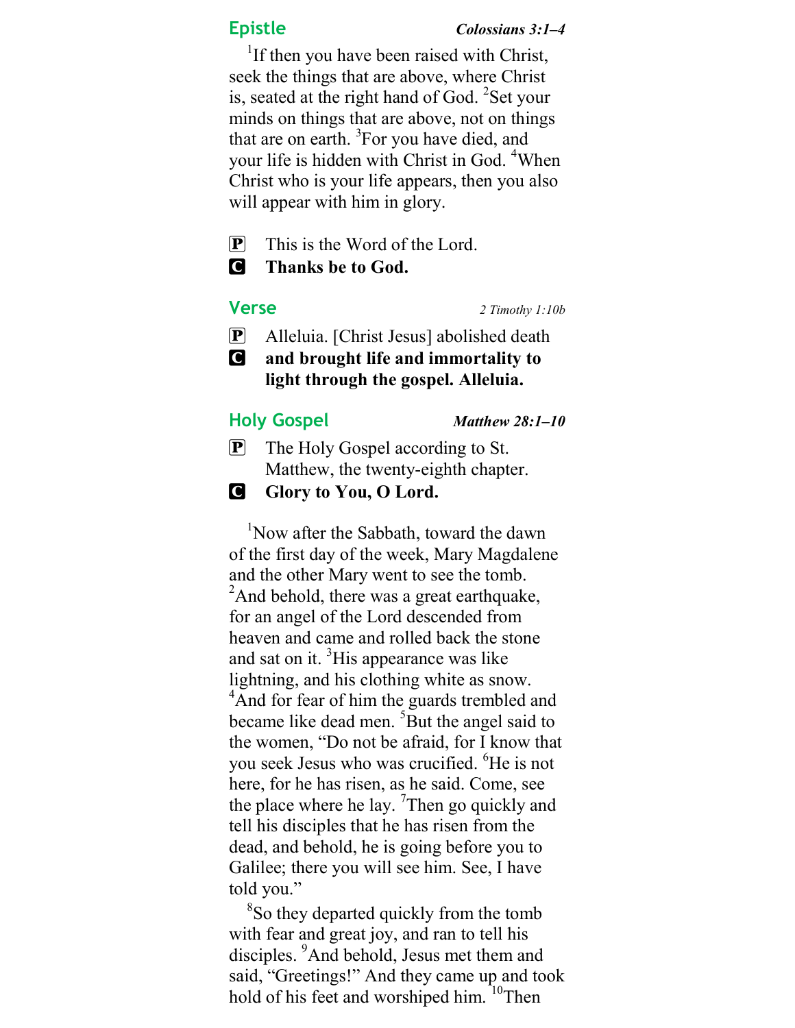## Epistle *Colossians 3:1–4*

[1]If then you have been raised with Christ, seek the things that are above, where Christ is, seated at the right hand of God. [2]Set your minds on things that are above, not on things that are on earth. [3]For you have died, and your life is hidden with Christ in God. [4]When Christ who is your life appears, then you also will appear with him in glory.

P This is the Word of the Lord.
C **Thanks be to God.**

## Verse *2 Timothy 1:10b*

P Alleluia. [Christ Jesus] abolished death
C **and brought life and immortality to light through the gospel. Alleluia.**

## Holy Gospel *Matthew 28:1–10*

P The Holy Gospel according to St. Matthew, the twenty-eighth chapter.
C **Glory to You, O Lord.**

[1]Now after the Sabbath, toward the dawn of the first day of the week, Mary Magdalene and the other Mary went to see the tomb. [2]And behold, there was a great earthquake, for an angel of the Lord descended from heaven and came and rolled back the stone and sat on it. [3]His appearance was like lightning, and his clothing white as snow. [4]And for fear of him the guards trembled and became like dead men. [5]But the angel said to the women, "Do not be afraid, for I know that you seek Jesus who was crucified. [6]He is not here, for he has risen, as he said. Come, see the place where he lay. [7]Then go quickly and tell his disciples that he has risen from the dead, and behold, he is going before you to Galilee; there you will see him. See, I have told you."

[8]So they departed quickly from the tomb with fear and great joy, and ran to tell his disciples. [9]And behold, Jesus met them and said, "Greetings!" And they came up and took hold of his feet and worshiped him. [10]Then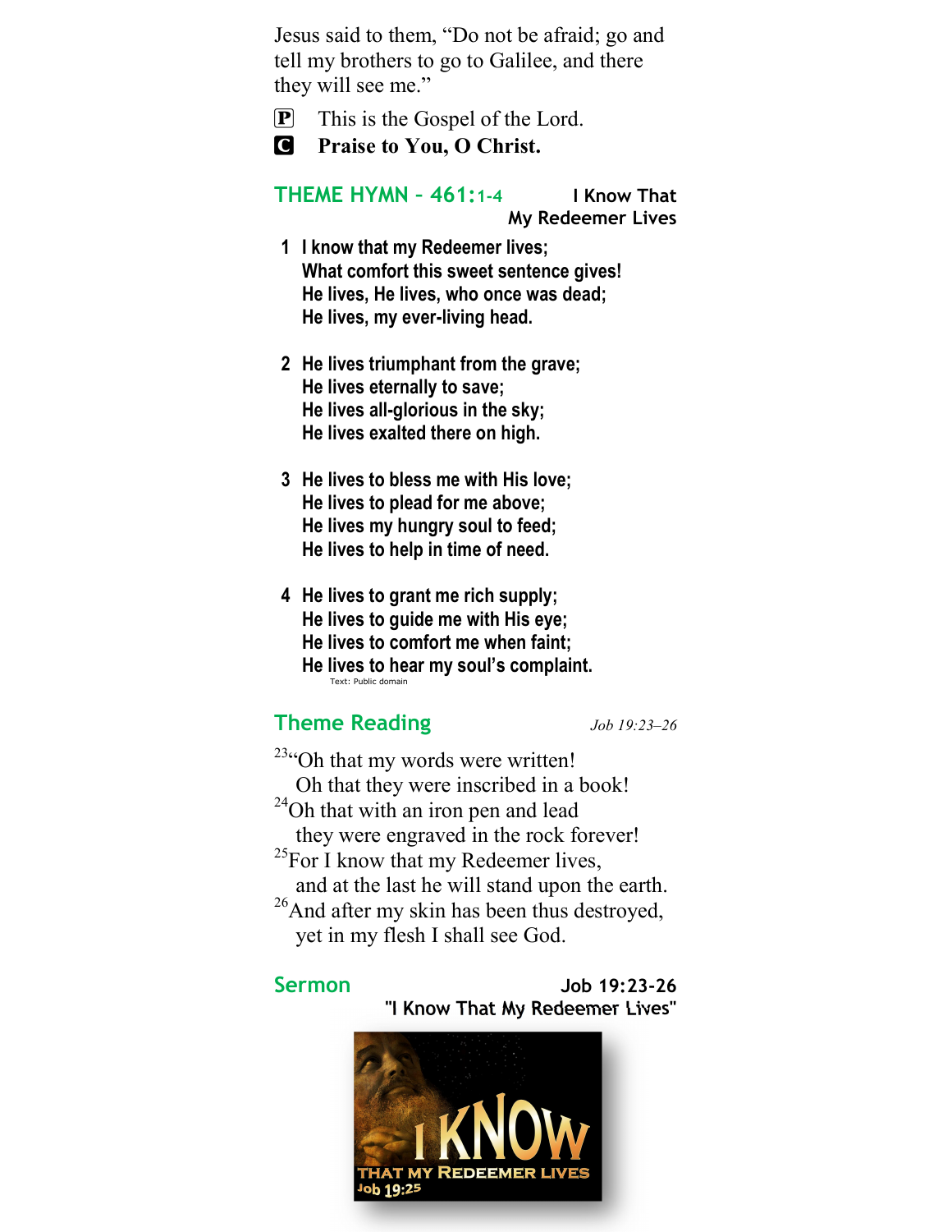Jesus said to them, "Do not be afraid; go and tell my brothers to go to Galilee, and there they will see me."

**P** This is the Gospel of the Lord.
**C** **Praise to You, O Christ.**

## THEME HYMN – 461:1-4 — I Know That My Redeemer Lives

**1 I know that my Redeemer lives;**
**What comfort this sweet sentence gives!**
**He lives, He lives, who once was dead;**
**He lives, my ever-living head.**

**2 He lives triumphant from the grave;**
**He lives eternally to save;**
**He lives all-glorious in the sky;**
**He lives exalted there on high.**

**3 He lives to bless me with His love;**
**He lives to plead for me above;**
**He lives my hungry soul to feed;**
**He lives to help in time of need.**

**4 He lives to grant me rich supply;**
**He lives to guide me with His eye;**
**He lives to comfort me when faint;**
**He lives to hear my soul's complaint.**

Text: Public domain

## Theme Reading — *Job 19:23–26*

[23]"Oh that my words were written!
Oh that they were inscribed in a book!
[24]Oh that with an iron pen and lead
they were engraved in the rock forever!
[25]For I know that my Redeemer lives,
and at the last he will stand upon the earth.
[26]And after my skin has been thus destroyed,
yet in my flesh I shall see God.

## Sermon — Job 19:23-26

**"I Know That My Redeemer Lives"**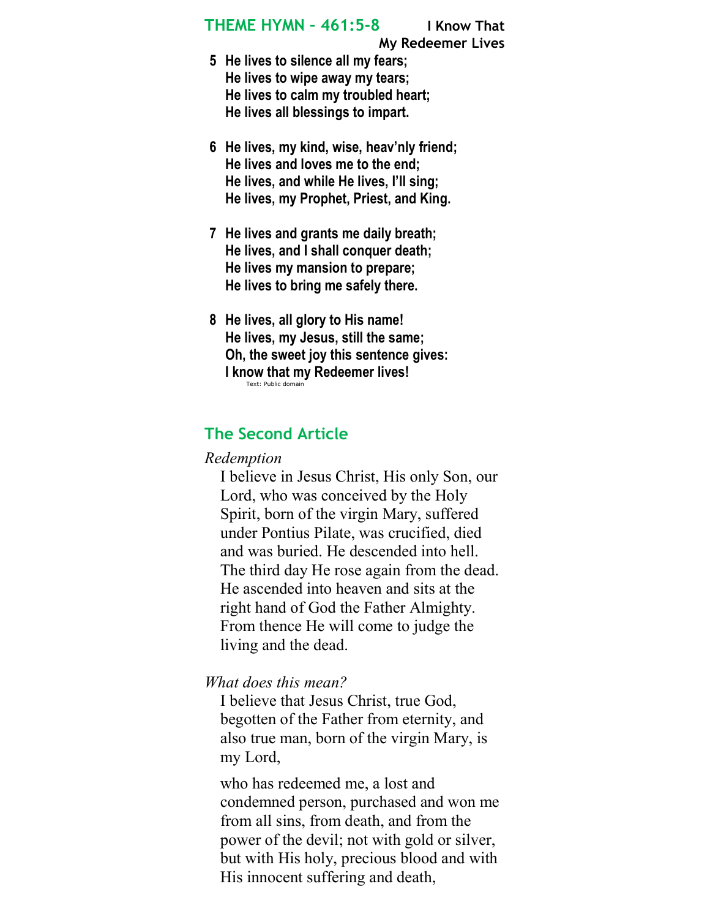## THEME HYMN – 461:5-8 I Know That My Redeemer Lives

**5 He lives to silence all my fears;**
**He lives to wipe away my tears;**
**He lives to calm my troubled heart;**
**He lives all blessings to impart.**

**6 He lives, my kind, wise, heav'nly friend;**
**He lives and loves me to the end;**
**He lives, and while He lives, I'll sing;**
**He lives, my Prophet, Priest, and King.**

**7 He lives and grants me daily breath;**
**He lives, and I shall conquer death;**
**He lives my mansion to prepare;**
**He lives to bring me safely there.**

**8 He lives, all glory to His name!**
**He lives, my Jesus, still the same;**
**Oh, the sweet joy this sentence gives:**
**I know that my Redeemer lives!**

Text: Public domain

## The Second Article

*Redemption*

I believe in Jesus Christ, His only Son, our Lord, who was conceived by the Holy Spirit, born of the virgin Mary, suffered under Pontius Pilate, was crucified, died and was buried. He descended into hell. The third day He rose again from the dead. He ascended into heaven and sits at the right hand of God the Father Almighty. From thence He will come to judge the living and the dead.

*What does this mean?*

I believe that Jesus Christ, true God, begotten of the Father from eternity, and also true man, born of the virgin Mary, is my Lord,

who has redeemed me, a lost and condemned person, purchased and won me from all sins, from death, and from the power of the devil; not with gold or silver, but with His holy, precious blood and with His innocent suffering and death,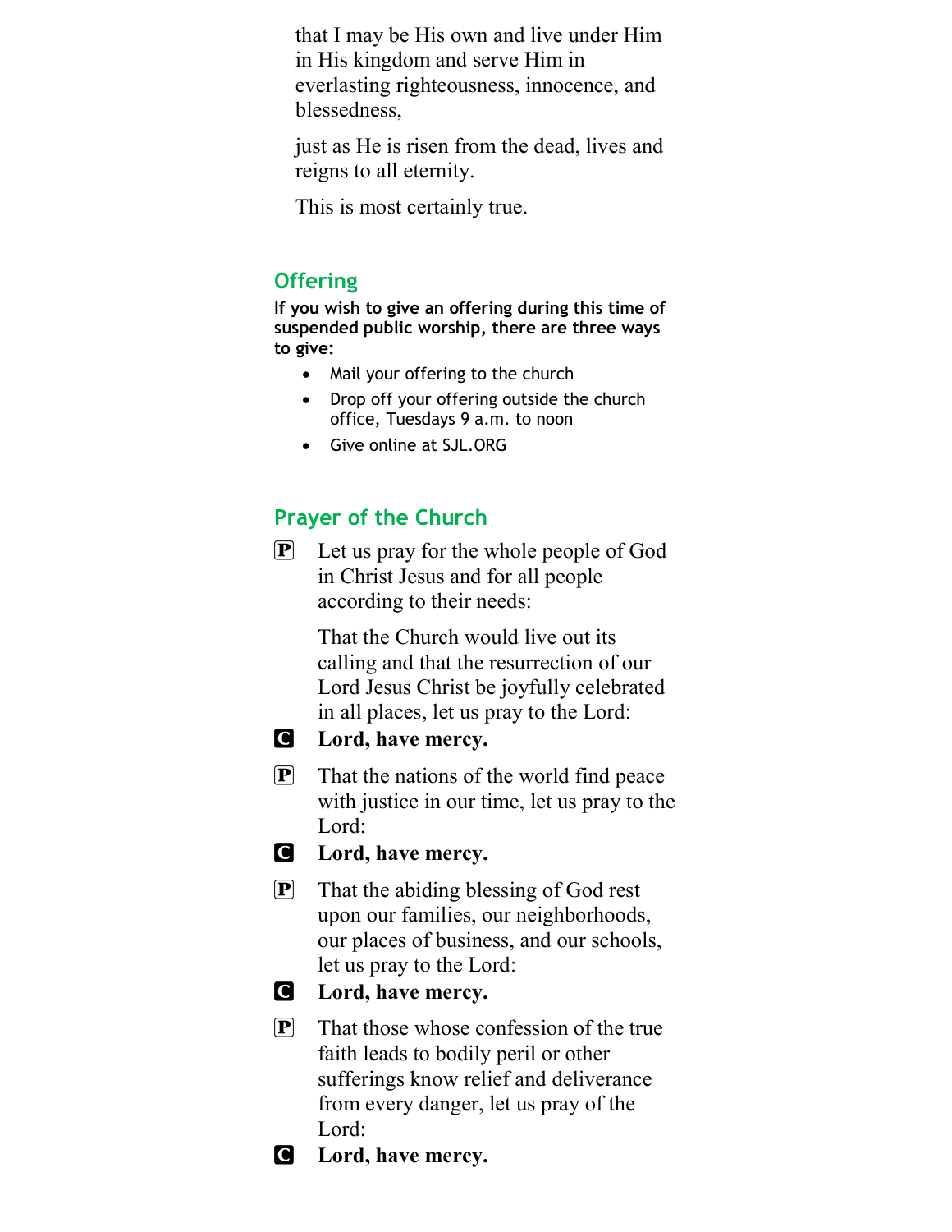that I may be His own and live under Him in His kingdom and serve Him in everlasting righteousness, innocence, and blessedness,

just as He is risen from the dead, lives and reigns to all eternity.

This is most certainly true.

## Offering

**If you wish to give an offering during this time of suspended public worship, there are three ways to give:**

- Mail your offering to the church
- Drop off your offering outside the church office, Tuesdays 9 a.m. to noon
- Give online at SJL.ORG

## Prayer of the Church

P Let us pray for the whole people of God in Christ Jesus and for all people according to their needs:

That the Church would live out its calling and that the resurrection of our Lord Jesus Christ be joyfully celebrated in all places, let us pray to the Lord:

C **Lord, have mercy.**

P That the nations of the world find peace with justice in our time, let us pray to the Lord:

C **Lord, have mercy.**

P That the abiding blessing of God rest upon our families, our neighborhoods, our places of business, and our schools, let us pray to the Lord:

C **Lord, have mercy.**

P That those whose confession of the true faith leads to bodily peril or other sufferings know relief and deliverance from every danger, let us pray of the Lord:

C **Lord, have mercy.**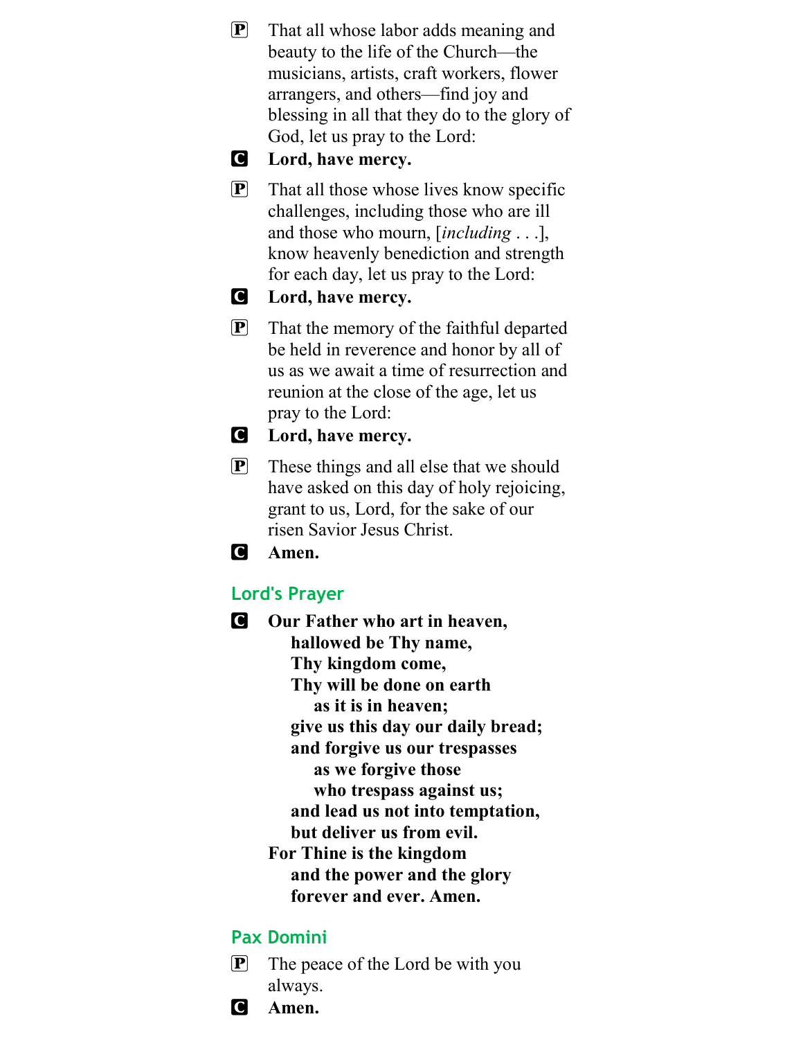**P** That all whose labor adds meaning and beauty to the life of the Church—the musicians, artists, craft workers, flower arrangers, and others—find joy and blessing in all that they do to the glory of God, let us pray to the Lord:

**C** **Lord, have mercy.**

**P** That all those whose lives know specific challenges, including those who are ill and those who mourn, [*including* . . .], know heavenly benediction and strength for each day, let us pray to the Lord:

**C** **Lord, have mercy.**

**P** That the memory of the faithful departed be held in reverence and honor by all of us as we await a time of resurrection and reunion at the close of the age, let us pray to the Lord:

**C** **Lord, have mercy.**

**P** These things and all else that we should have asked on this day of holy rejoicing, grant to us, Lord, for the sake of our risen Savior Jesus Christ.

**C** **Amen.**

## Lord's Prayer

**C** **Our Father who art in heaven,**
**hallowed be Thy name,**
**Thy kingdom come,**
**Thy will be done on earth**
**as it is in heaven;**
**give us this day our daily bread;**
**and forgive us our trespasses**
**as we forgive those**
**who trespass against us;**
**and lead us not into temptation,**
**but deliver us from evil.**
**For Thine is the kingdom**
**and the power and the glory**
**forever and ever. Amen.**

## Pax Domini

**P** The peace of the Lord be with you always.

**C** **Amen.**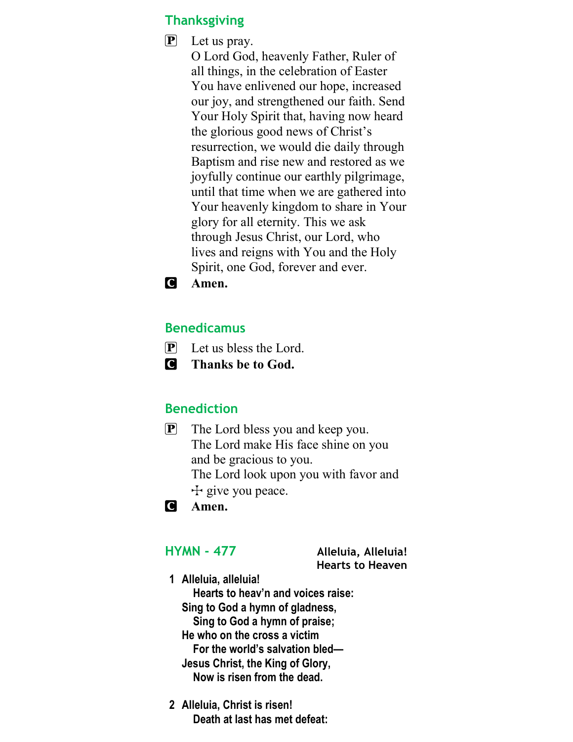## Thanksgiving

**P** Let us pray.
O Lord God, heavenly Father, Ruler of all things, in the celebration of Easter You have enlivened our hope, increased our joy, and strengthened our faith. Send Your Holy Spirit that, having now heard the glorious good news of Christ's resurrection, we would die daily through Baptism and rise new and restored as we joyfully continue our earthly pilgrimage, until that time when we are gathered into Your heavenly kingdom to share in Your glory for all eternity. This we ask through Jesus Christ, our Lord, who lives and reigns with You and the Holy Spirit, one God, forever and ever.

**C** **Amen.**

## Benedicamus

**P** Let us bless the Lord.

**C** **Thanks be to God.**

## Benediction

**P** The Lord bless you and keep you.
The Lord make His face shine on you and be gracious to you.
The Lord look upon you with favor and ☩ give you peace.

**C** **Amen.**

## HYMN - 477

**Alleluia, Alleluia! Hearts to Heaven**

**1** **Alleluia, alleluia!**
**Hearts to heav'n and voices raise:**
**Sing to God a hymn of gladness,**
**Sing to God a hymn of praise;**
**He who on the cross a victim**
**For the world's salvation bled—**
**Jesus Christ, the King of Glory,**
**Now is risen from the dead.**

**2** **Alleluia, Christ is risen!**
**Death at last has met defeat:**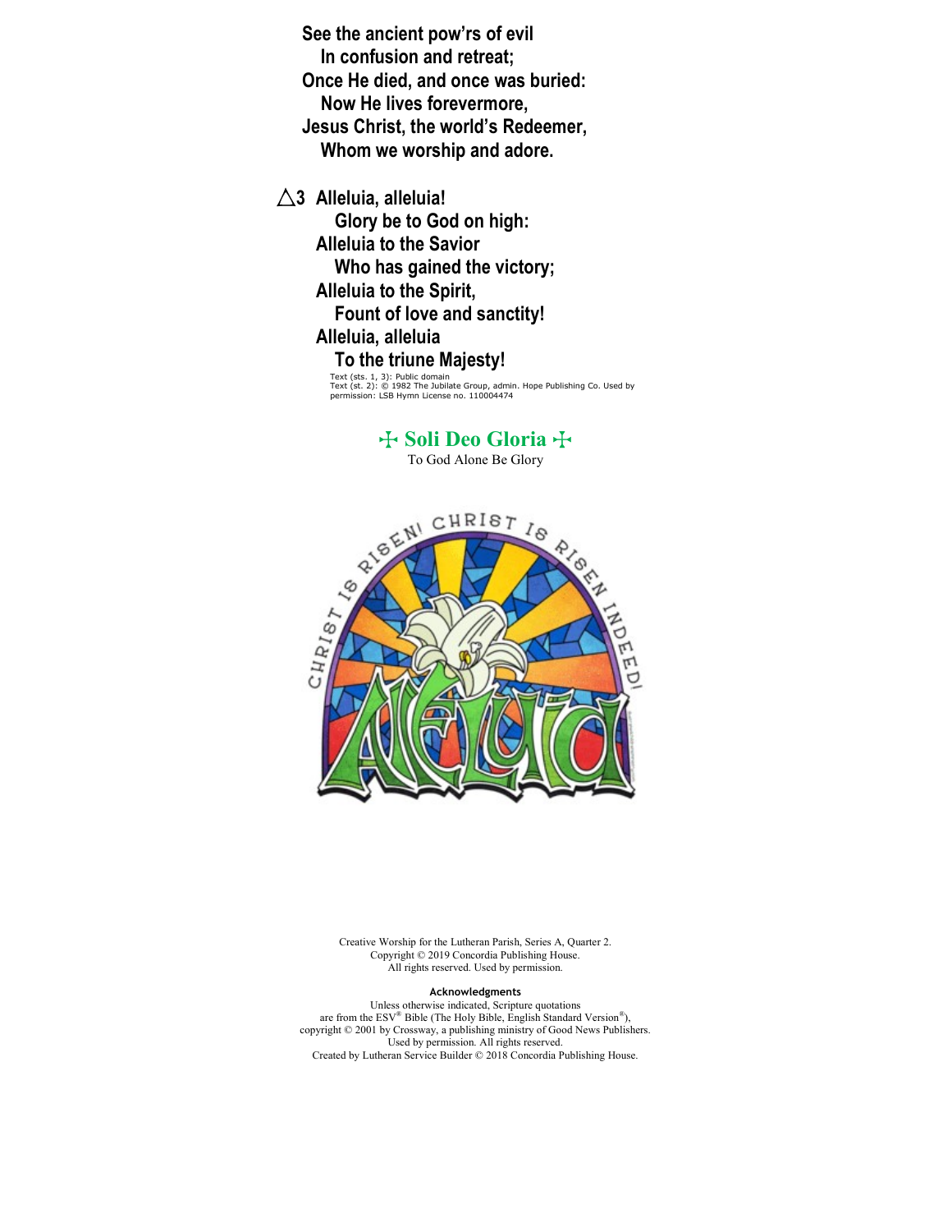See the ancient pow'rs of evil
In confusion and retreat;
Once He died, and once was buried:
Now He lives forevermore,
Jesus Christ, the world's Redeemer,
Whom we worship and adore.

△3 Alleluia, alleluia!
Glory be to God on high:
Alleluia to the Savior
Who has gained the victory;
Alleluia to the Spirit,
Fount of love and sanctity!
Alleluia, alleluia
To the triune Majesty!

Text (sts. 1, 3): Public domain
Text (st. 2): © 1982 The Jubilate Group, admin. Hope Publishing Co. Used by permission: LSB Hymn License no. 110004474

**☩ Soli Deo Gloria ☩**

To God Alone Be Glory

Creative Worship for the Lutheran Parish, Series A, Quarter 2.
Copyright © 2019 Concordia Publishing House.
All rights reserved. Used by permission.

**Acknowledgments**

Unless otherwise indicated, Scripture quotations are from the ESV® Bible (The Holy Bible, English Standard Version®), copyright © 2001 by Crossway, a publishing ministry of Good News Publishers. Used by permission. All rights reserved.
Created by Lutheran Service Builder © 2018 Concordia Publishing House.